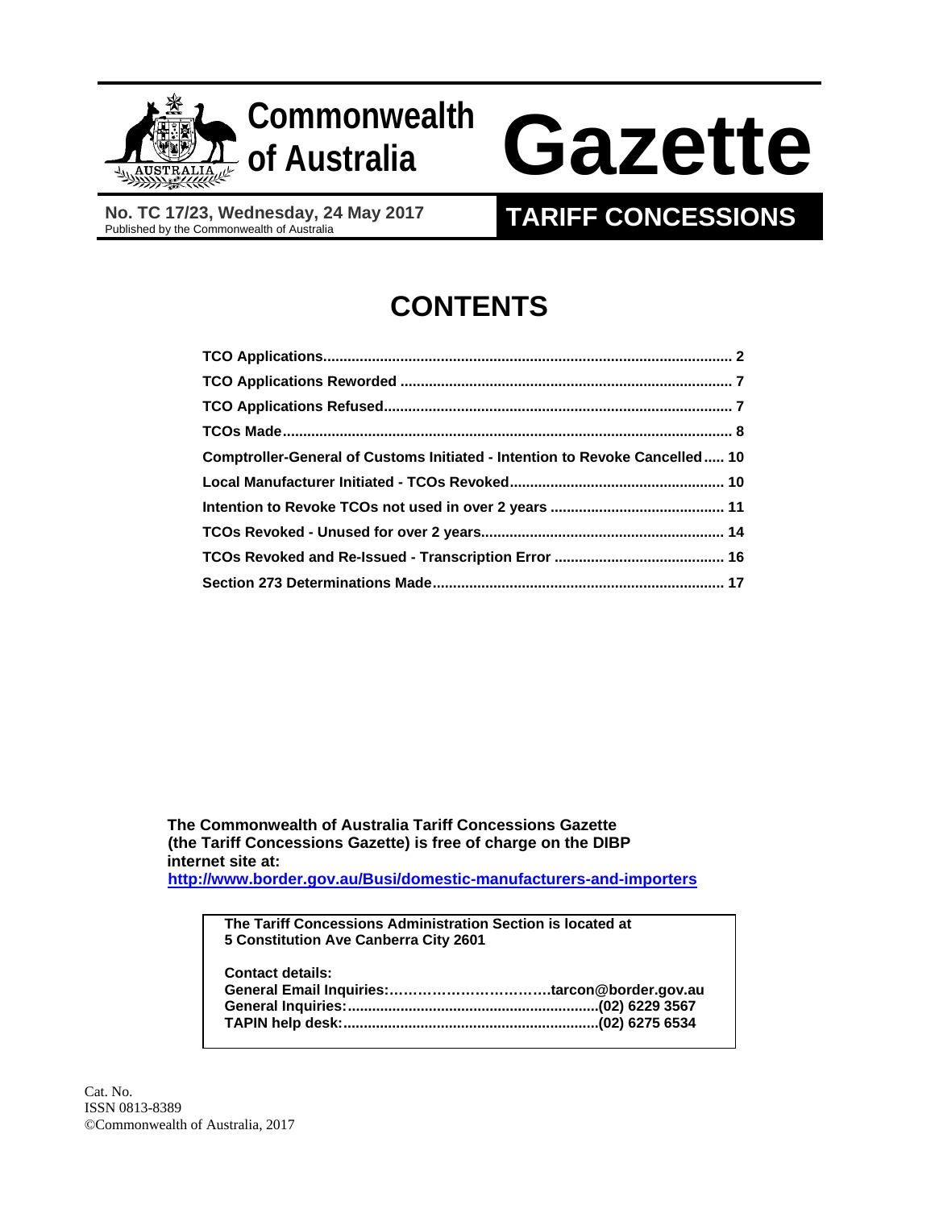# Commonwealth of Australia Gazette

**No. TC 17/23, Wednesday, 24 May 2017**
Published by the Commonwealth of Australia

**TARIFF CONCESSIONS**

# CONTENTS

| | |
|---|---|
| **TCO Applications** | **2** |
| **TCO Applications Reworded** | **7** |
| **TCO Applications Refused** | **7** |
| **TCOs Made** | **8** |
| **Comptroller-General of Customs Initiated - Intention to Revoke Cancelled** | **10** |
| **Local Manufacturer Initiated - TCOs Revoked** | **10** |
| **Intention to Revoke TCOs not used in over 2 years** | **11** |
| **TCOs Revoked - Unused for over 2 years** | **14** |
| **TCOs Revoked and Re-Issued - Transcription Error** | **16** |
| **Section 273 Determinations Made** | **17** |

**The Commonwealth of Australia Tariff Concessions Gazette (the Tariff Concessions Gazette) is free of charge on the DIBP internet site at:**
**http://www.border.gov.au/Busi/domestic-manufacturers-and-importers**

**The Tariff Concessions Administration Section is located at 5 Constitution Ave Canberra City 2601**

**Contact details:**
**General Email Inquiries:……………………………tarcon@border.gov.au**
**General Inquiries:...........................................................(02) 6229 3567**
**TAPIN help desk:...........................................................(02) 6275 6534**

Cat. No.
ISSN 0813-8389
©Commonwealth of Australia, 2017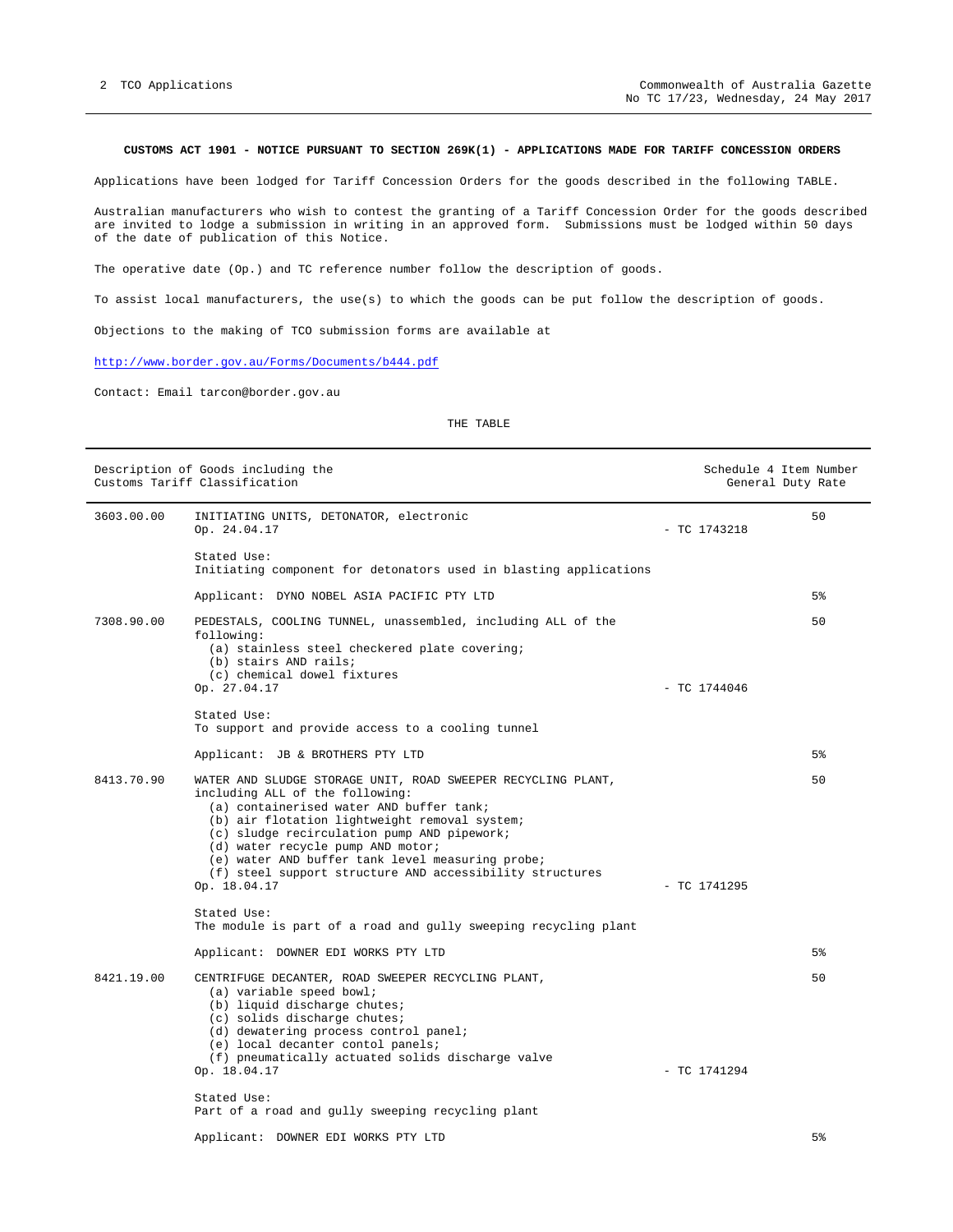**CUSTOMS ACT 1901 - NOTICE PURSUANT TO SECTION 269K(1) - APPLICATIONS MADE FOR TARIFF CONCESSION ORDERS**

Applications have been lodged for Tariff Concession Orders for the goods described in the following TABLE.

Australian manufacturers who wish to contest the granting of a Tariff Concession Order for the goods described are invited to lodge a submission in writing in an approved form. Submissions must be lodged within 50 days of the date of publication of this Notice.

The operative date (Op.) and TC reference number follow the description of goods.

To assist local manufacturers, the use(s) to which the goods can be put follow the description of goods.

Objections to the making of TCO submission forms are available at

http://www.border.gov.au/Forms/Documents/b444.pdf

Contact: Email tarcon@border.gov.au

THE TABLE

| Description of Goods including the Customs Tariff Classification | | | Schedule 4 Item Number General Duty Rate |
|---|---|---|---|
| 3603.00.00 | INITIATING UNITS, DETONATOR, electronic<br>Op. 24.04.17<br><br>Stated Use:<br>Initiating component for detonators used in blasting applications<br><br>Applicant: DYNO NOBEL ASIA PACIFIC PTY LTD | - TC 1743218 | 50<br><br>5% |
| 7308.90.00 | PEDESTALS, COOLING TUNNEL, unassembled, including ALL of the following:<br>(a) stainless steel checkered plate covering;<br>(b) stairs AND rails;<br>(c) chemical dowel fixtures<br>Op. 27.04.17<br><br>Stated Use:<br>To support and provide access to a cooling tunnel<br><br>Applicant: JB & BROTHERS PTY LTD | - TC 1744046 | 50<br><br>5% |
| 8413.70.90 | WATER AND SLUDGE STORAGE UNIT, ROAD SWEEPER RECYCLING PLANT, including ALL of the following:<br>(a) containerised water AND buffer tank;<br>(b) air flotation lightweight removal system;<br>(c) sludge recirculation pump AND pipework;<br>(d) water recycle pump AND motor;<br>(e) water AND buffer tank level measuring probe;<br>(f) steel support structure AND accessibility structures<br>Op. 18.04.17<br><br>Stated Use:<br>The module is part of a road and gully sweeping recycling plant<br><br>Applicant: DOWNER EDI WORKS PTY LTD | - TC 1741295 | 50<br><br>5% |
| 8421.19.00 | CENTRIFUGE DECANTER, ROAD SWEEPER RECYCLING PLANT,<br>(a) variable speed bowl;<br>(b) liquid discharge chutes;<br>(c) solids discharge chutes;<br>(d) dewatering process control panel;<br>(e) local decanter contol panels;<br>(f) pneumatically actuated solids discharge valve<br>Op. 18.04.17<br><br>Stated Use:<br>Part of a road and gully sweeping recycling plant<br><br>Applicant: DOWNER EDI WORKS PTY LTD | - TC 1741294 | 50<br><br>5% |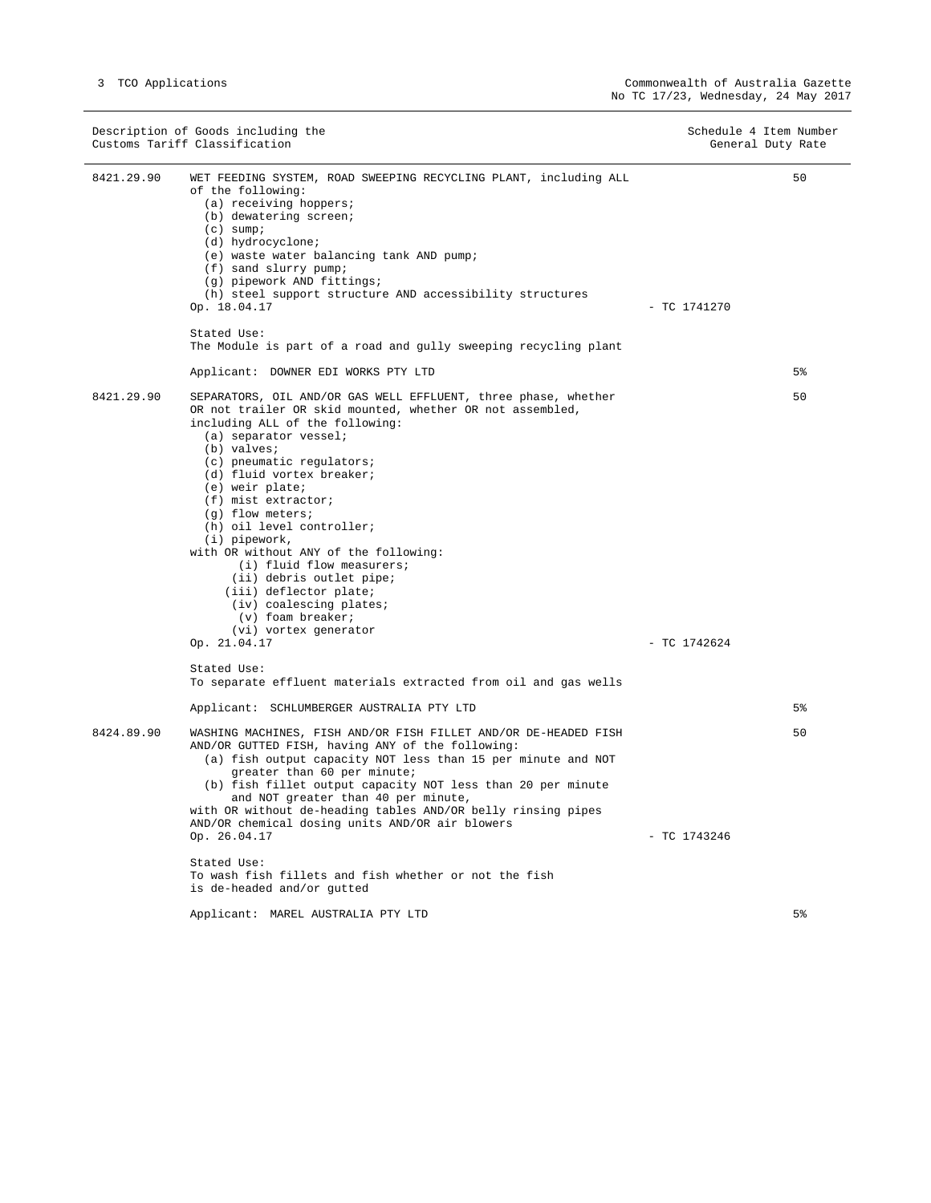| Description of Goods including the Customs Tariff Classification | | | Schedule 4 Item Number General Duty Rate |
|---|---|---|---|
| 8421.29.90 | WET FEEDING SYSTEM, ROAD SWEEPING RECYCLING PLANT, including ALL of the following:<br>(a) receiving hoppers;<br>(b) dewatering screen;<br>(c) sump;<br>(d) hydrocyclone;<br>(e) waste water balancing tank AND pump;<br>(f) sand slurry pump;<br>(g) pipework AND fittings;<br>(h) steel support structure AND accessibility structures<br>Op. 18.04.17<br><br>Stated Use:<br>The Module is part of a road and gully sweeping recycling plant<br><br>Applicant: DOWNER EDI WORKS PTY LTD | - TC 1741270 | 50<br><br>5% |
| 8421.29.90 | SEPARATORS, OIL AND/OR GAS WELL EFFLUENT, three phase, whether OR not trailer OR skid mounted, whether OR not assembled, including ALL of the following:<br>(a) separator vessel;<br>(b) valves;<br>(c) pneumatic regulators;<br>(d) fluid vortex breaker;<br>(e) weir plate;<br>(f) mist extractor;<br>(g) flow meters;<br>(h) oil level controller;<br>(i) pipework,<br>with OR without ANY of the following:<br>(i) fluid flow measurers;<br>(ii) debris outlet pipe;<br>(iii) deflector plate;<br>(iv) coalescing plates;<br>(v) foam breaker;<br>(vi) vortex generator<br>Op. 21.04.17<br><br>Stated Use:<br>To separate effluent materials extracted from oil and gas wells<br><br>Applicant: SCHLUMBERGER AUSTRALIA PTY LTD | - TC 1742624 | 50<br><br>5% |
| 8424.89.90 | WASHING MACHINES, FISH AND/OR FISH FILLET AND/OR DE-HEADED FISH AND/OR GUTTED FISH, having ANY of the following:<br>(a) fish output capacity NOT less than 15 per minute and NOT greater than 60 per minute;<br>(b) fish fillet output capacity NOT less than 20 per minute and NOT greater than 40 per minute,<br>with OR without de-heading tables AND/OR belly rinsing pipes AND/OR chemical dosing units AND/OR air blowers<br>Op. 26.04.17<br><br>Stated Use:<br>To wash fish fillets and fish whether or not the fish is de-headed and/or gutted<br><br>Applicant: MAREL AUSTRALIA PTY LTD | - TC 1743246 | 50<br><br>5% |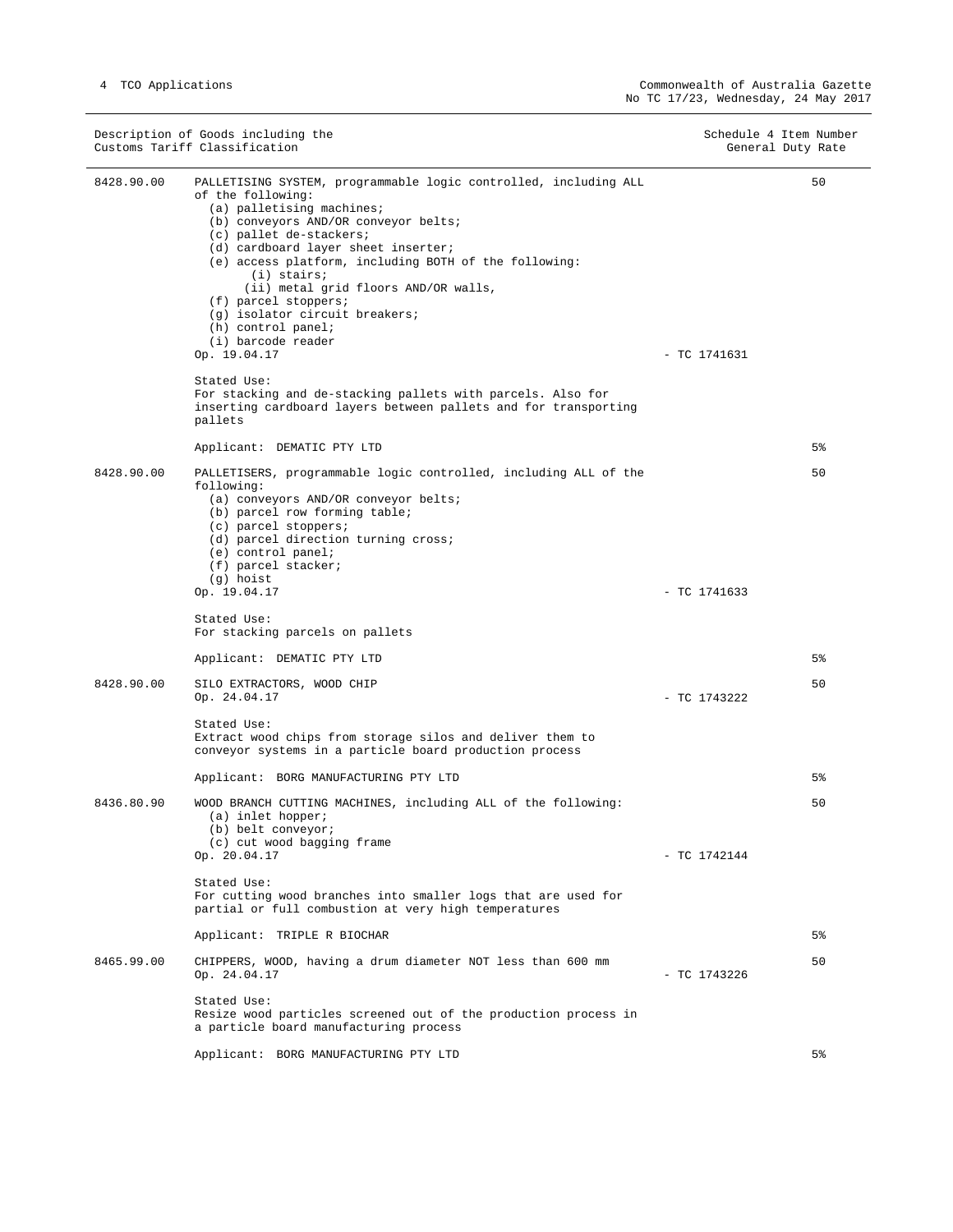| Description of Goods including the Customs Tariff Classification | | | Schedule 4 Item Number General Duty Rate |
|---|---|---|---|
| 8428.90.00 | PALLETISING SYSTEM, programmable logic controlled, including ALL of the following:<br>(a) palletising machines;<br>(b) conveyors AND/OR conveyor belts;<br>(c) pallet de-stackers;<br>(d) cardboard layer sheet inserter;<br>(e) access platform, including BOTH of the following:<br>(i) stairs;<br>(ii) metal grid floors AND/OR walls,<br>(f) parcel stoppers;<br>(g) isolator circuit breakers;<br>(h) control panel;<br>(i) barcode reader<br>Op. 19.04.17 | - TC 1741631 | 50 |
| | Stated Use:<br>For stacking and de-stacking pallets with parcels. Also for inserting cardboard layers between pallets and for transporting pallets | | |
| | Applicant: DEMATIC PTY LTD | | 5% |
| 8428.90.00 | PALLETISERS, programmable logic controlled, including ALL of the following:<br>(a) conveyors AND/OR conveyor belts;<br>(b) parcel row forming table;<br>(c) parcel stoppers;<br>(d) parcel direction turning cross;<br>(e) control panel;<br>(f) parcel stacker;<br>(g) hoist<br>Op. 19.04.17 | - TC 1741633 | 50 |
| | Stated Use:<br>For stacking parcels on pallets | | |
| | Applicant: DEMATIC PTY LTD | | 5% |
| 8428.90.00 | SILO EXTRACTORS, WOOD CHIP<br>Op. 24.04.17 | - TC 1743222 | 50 |
| | Stated Use:<br>Extract wood chips from storage silos and deliver them to conveyor systems in a particle board production process | | |
| | Applicant: BORG MANUFACTURING PTY LTD | | 5% |
| 8436.80.90 | WOOD BRANCH CUTTING MACHINES, including ALL of the following:<br>(a) inlet hopper;<br>(b) belt conveyor;<br>(c) cut wood bagging frame<br>Op. 20.04.17 | - TC 1742144 | 50 |
| | Stated Use:<br>For cutting wood branches into smaller logs that are used for partial or full combustion at very high temperatures | | |
| | Applicant: TRIPLE R BIOCHAR | | 5% |
| 8465.99.00 | CHIPPERS, WOOD, having a drum diameter NOT less than 600 mm<br>Op. 24.04.17 | - TC 1743226 | 50 |
| | Stated Use:<br>Resize wood particles screened out of the production process in a particle board manufacturing process | | |
| | Applicant: BORG MANUFACTURING PTY LTD | | 5% |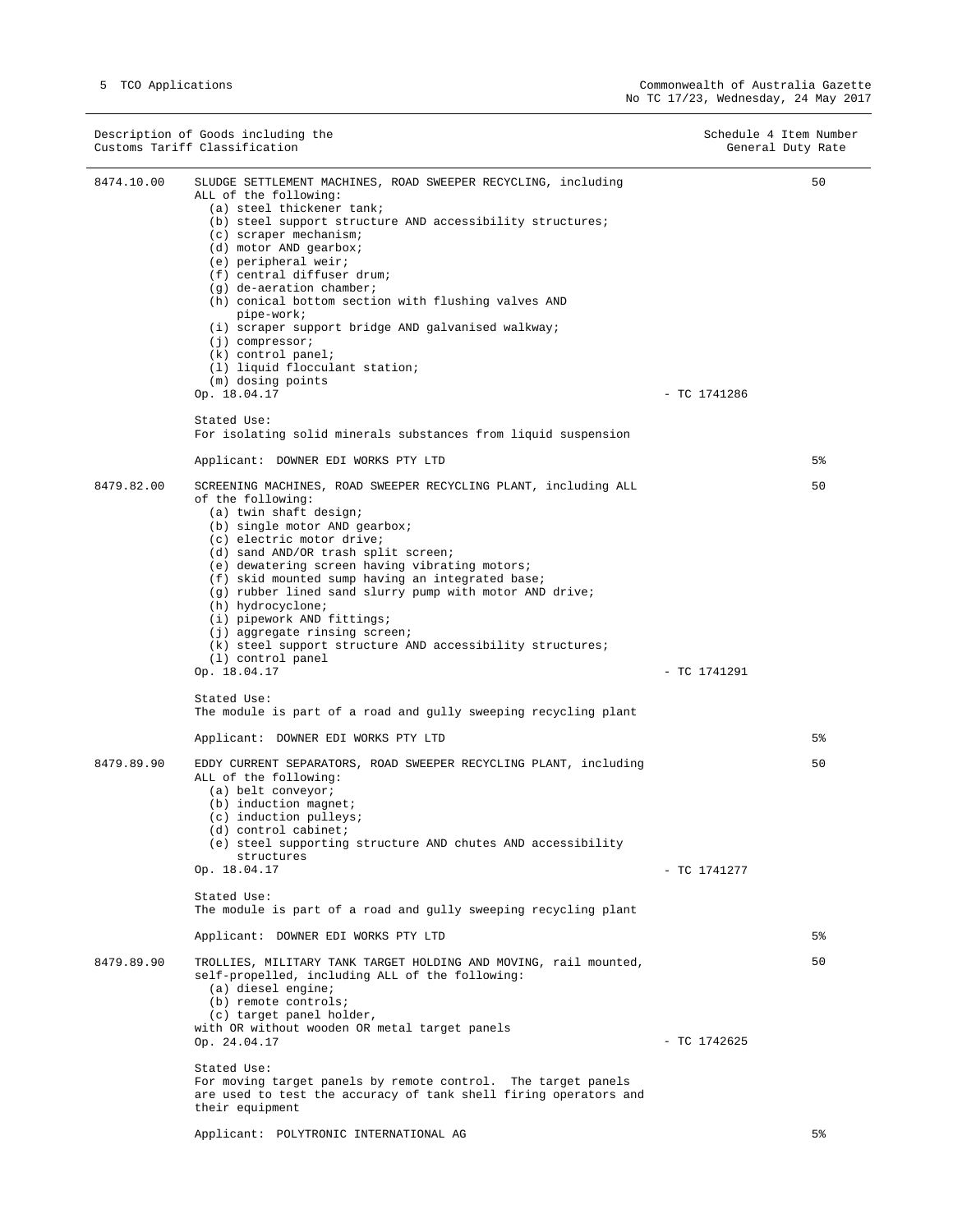| Description of Goods including the Customs Tariff Classification | | | Schedule 4 Item Number General Duty Rate |
|---|---|---|---|
| 8474.10.00 | SLUDGE SETTLEMENT MACHINES, ROAD SWEEPER RECYCLING, including ALL of the following:<br>(a) steel thickener tank;<br>(b) steel support structure AND accessibility structures;<br>(c) scraper mechanism;<br>(d) motor AND gearbox;<br>(e) peripheral weir;<br>(f) central diffuser drum;<br>(g) de-aeration chamber;<br>(h) conical bottom section with flushing valves AND pipe-work;<br>(i) scraper support bridge AND galvanised walkway;<br>(j) compressor;<br>(k) control panel;<br>(l) liquid flocculant station;<br>(m) dosing points<br>Op. 18.04.17 | - TC 1741286 | 50 |
| | Stated Use:<br>For isolating solid minerals substances from liquid suspension | | |
| | Applicant: DOWNER EDI WORKS PTY LTD | | 5% |
| 8479.82.00 | SCREENING MACHINES, ROAD SWEEPER RECYCLING PLANT, including ALL of the following:<br>(a) twin shaft design;<br>(b) single motor AND gearbox;<br>(c) electric motor drive;<br>(d) sand AND/OR trash split screen;<br>(e) dewatering screen having vibrating motors;<br>(f) skid mounted sump having an integrated base;<br>(g) rubber lined sand slurry pump with motor AND drive;<br>(h) hydrocyclone;<br>(i) pipework AND fittings;<br>(j) aggregate rinsing screen;<br>(k) steel support structure AND accessibility structures;<br>(l) control panel<br>Op. 18.04.17 | - TC 1741291 | 50 |
| | Stated Use:<br>The module is part of a road and gully sweeping recycling plant | | |
| | Applicant: DOWNER EDI WORKS PTY LTD | | 5% |
| 8479.89.90 | EDDY CURRENT SEPARATORS, ROAD SWEEPER RECYCLING PLANT, including ALL of the following:<br>(a) belt conveyor;<br>(b) induction magnet;<br>(c) induction pulleys;<br>(d) control cabinet;<br>(e) steel supporting structure AND chutes AND accessibility structures<br>Op. 18.04.17 | - TC 1741277 | 50 |
| | Stated Use:<br>The module is part of a road and gully sweeping recycling plant | | |
| | Applicant: DOWNER EDI WORKS PTY LTD | | 5% |
| 8479.89.90 | TROLLIES, MILITARY TANK TARGET HOLDING AND MOVING, rail mounted, self-propelled, including ALL of the following:<br>(a) diesel engine;<br>(b) remote controls;<br>(c) target panel holder,<br>with OR without wooden OR metal target panels<br>Op. 24.04.17 | - TC 1742625 | 50 |
| | Stated Use:<br>For moving target panels by remote control. The target panels are used to test the accuracy of tank shell firing operators and their equipment | | |
| | Applicant: POLYTRONIC INTERNATIONAL AG | | 5% |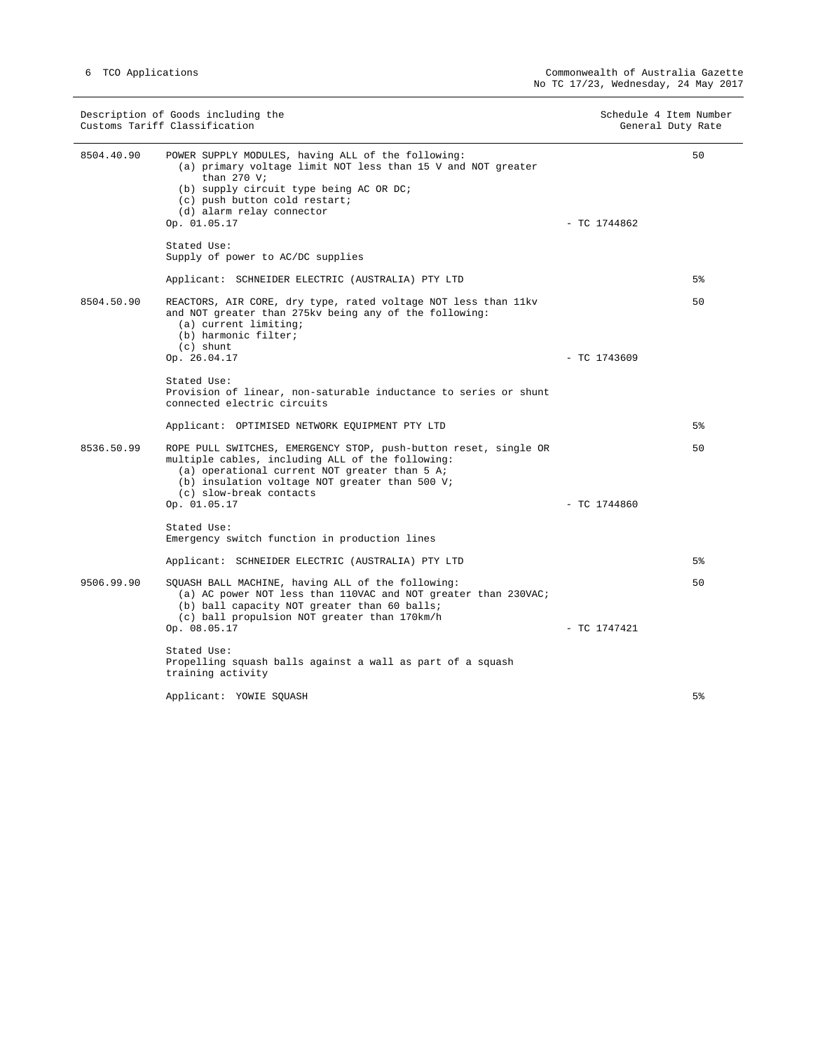| Description of Goods including the Customs Tariff Classification | | Schedule 4 Item Number | General Duty Rate |
|---|---|---|---|
| 8504.40.90 | POWER SUPPLY MODULES, having ALL of the following:<br>(a) primary voltage limit NOT less than 15 V and NOT greater than 270 V;<br>(b) supply circuit type being AC OR DC;<br>(c) push button cold restart;<br>(d) alarm relay connector<br>Op. 01.05.17 | - TC 1744862 | 50 |
| | Stated Use:<br>Supply of power to AC/DC supplies | | |
| | Applicant: SCHNEIDER ELECTRIC (AUSTRALIA) PTY LTD | | 5% |
| 8504.50.90 | REACTORS, AIR CORE, dry type, rated voltage NOT less than 11kv and NOT greater than 275kv being any of the following:<br>(a) current limiting;<br>(b) harmonic filter;<br>(c) shunt<br>Op. 26.04.17 | - TC 1743609 | 50 |
| | Stated Use:<br>Provision of linear, non-saturable inductance to series or shunt connected electric circuits | | |
| | Applicant: OPTIMISED NETWORK EQUIPMENT PTY LTD | | 5% |
| 8536.50.99 | ROPE PULL SWITCHES, EMERGENCY STOP, push-button reset, single OR multiple cables, including ALL of the following:<br>(a) operational current NOT greater than 5 A;<br>(b) insulation voltage NOT greater than 500 V;<br>(c) slow-break contacts<br>Op. 01.05.17 | - TC 1744860 | 50 |
| | Stated Use:<br>Emergency switch function in production lines | | |
| | Applicant: SCHNEIDER ELECTRIC (AUSTRALIA) PTY LTD | | 5% |
| 9506.99.90 | SQUASH BALL MACHINE, having ALL of the following:<br>(a) AC power NOT less than 110VAC and NOT greater than 230VAC;<br>(b) ball capacity NOT greater than 60 balls;<br>(c) ball propulsion NOT greater than 170km/h<br>Op. 08.05.17 | - TC 1747421 | 50 |
| | Stated Use:<br>Propelling squash balls against a wall as part of a squash training activity | | |
| | Applicant: YOWIE SQUASH | | 5% |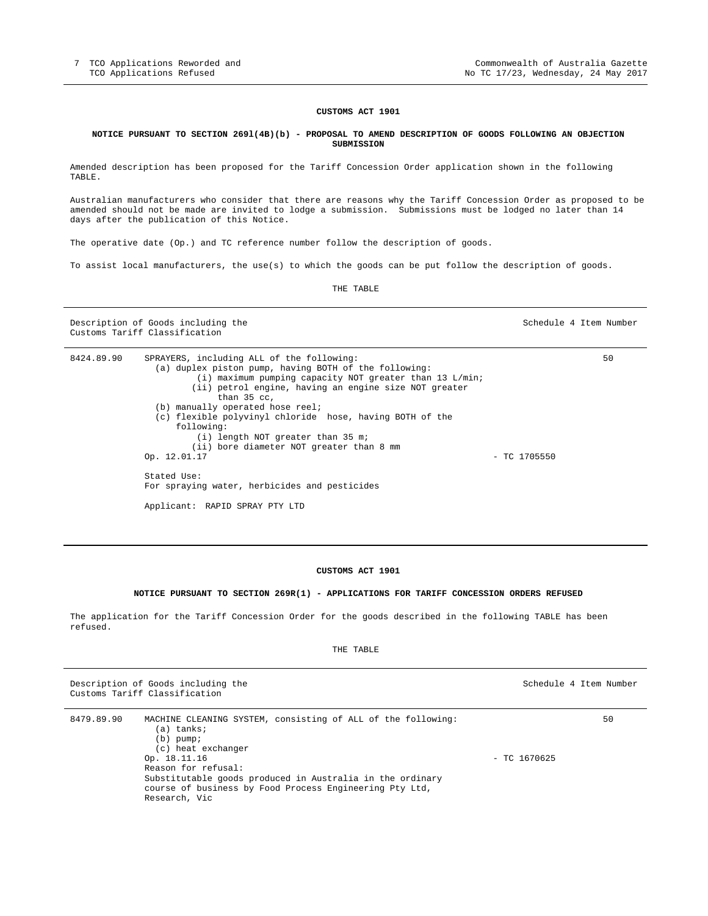**CUSTOMS ACT 1901**

**NOTICE PURSUANT TO SECTION 269l(4B)(b) - PROPOSAL TO AMEND DESCRIPTION OF GOODS FOLLOWING AN OBJECTION SUBMISSION**

Amended description has been proposed for the Tariff Concession Order application shown in the following TABLE.

Australian manufacturers who consider that there are reasons why the Tariff Concession Order as proposed to be amended should not be made are invited to lodge a submission. Submissions must be lodged no later than 14 days after the publication of this Notice.

The operative date (Op.) and TC reference number follow the description of goods.

To assist local manufacturers, the use(s) to which the goods can be put follow the description of goods.

THE TABLE

| Description of Goods including the Customs Tariff Classification | | | Schedule 4 Item Number |
|---|---|---|---|
| 8424.89.90 | SPRAYERS, including ALL of the following:<br>(a) duplex piston pump, having BOTH of the following:<br>(i) maximum pumping capacity NOT greater than 13 L/min;<br>(ii) petrol engine, having an engine size NOT greater than 35 cc,<br>(b) manually operated hose reel;<br>(c) flexible polyvinyl chloride hose, having BOTH of the following:<br>(i) length NOT greater than 35 m;<br>(ii) bore diameter NOT greater than 8 mm<br>Op. 12.01.17<br><br>Stated Use:<br>For spraying water, herbicides and pesticides<br><br>Applicant: RAPID SPRAY PTY LTD | - TC 1705550 | 50 |

**CUSTOMS ACT 1901**

**NOTICE PURSUANT TO SECTION 269R(1) - APPLICATIONS FOR TARIFF CONCESSION ORDERS REFUSED**

The application for the Tariff Concession Order for the goods described in the following TABLE has been refused.

THE TABLE

| Description of Goods including the Customs Tariff Classification | | | Schedule 4 Item Number |
|---|---|---|---|
| 8479.89.90 | MACHINE CLEANING SYSTEM, consisting of ALL of the following:<br>(a) tanks;<br>(b) pump;<br>(c) heat exchanger<br>Op. 18.11.16<br>Reason for refusal:<br>Substitutable goods produced in Australia in the ordinary course of business by Food Process Engineering Pty Ltd, Research, Vic | - TC 1670625 | 50 |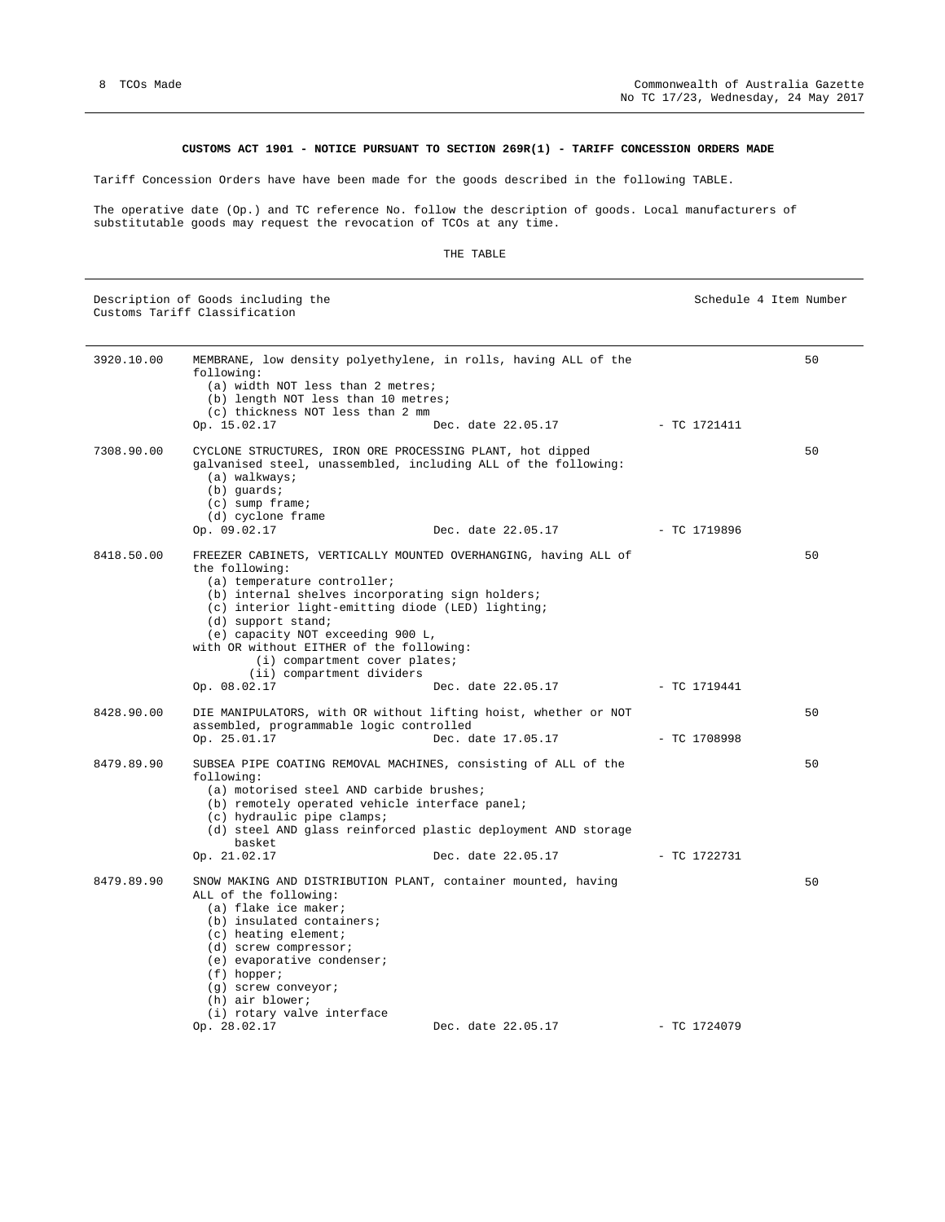**CUSTOMS ACT 1901 - NOTICE PURSUANT TO SECTION 269R(1) - TARIFF CONCESSION ORDERS MADE**

Tariff Concession Orders have have been made for the goods described in the following TABLE.

The operative date (Op.) and TC reference No. follow the description of goods. Local manufacturers of substitutable goods may request the revocation of TCOs at any time.

THE TABLE

| Description of Goods including the Customs Tariff Classification | | Schedule 4 Item Number |
|---|---|---|
| 3920.10.00 | MEMBRANE, low density polyethylene, in rolls, having ALL of the following:<br>(a) width NOT less than 2 metres;<br>(b) length NOT less than 10 metres;<br>(c) thickness NOT less than 2 mm<br>Op. 15.02.17 Dec. date 22.05.17 - TC 1721411 | 50 |
| 7308.90.00 | CYCLONE STRUCTURES, IRON ORE PROCESSING PLANT, hot dipped galvanised steel, unassembled, including ALL of the following:<br>(a) walkways;<br>(b) guards;<br>(c) sump frame;<br>(d) cyclone frame<br>Op. 09.02.17 Dec. date 22.05.17 - TC 1719896 | 50 |
| 8418.50.00 | FREEZER CABINETS, VERTICALLY MOUNTED OVERHANGING, having ALL of the following:<br>(a) temperature controller;<br>(b) internal shelves incorporating sign holders;<br>(c) interior light-emitting diode (LED) lighting;<br>(d) support stand;<br>(e) capacity NOT exceeding 900 L,<br>with OR without EITHER of the following:<br>(i) compartment cover plates;<br>(ii) compartment dividers<br>Op. 08.02.17 Dec. date 22.05.17 - TC 1719441 | 50 |
| 8428.90.00 | DIE MANIPULATORS, with OR without lifting hoist, whether or NOT assembled, programmable logic controlled<br>Op. 25.01.17 Dec. date 17.05.17 - TC 1708998 | 50 |
| 8479.89.90 | SUBSEA PIPE COATING REMOVAL MACHINES, consisting of ALL of the following:<br>(a) motorised steel AND carbide brushes;<br>(b) remotely operated vehicle interface panel;<br>(c) hydraulic pipe clamps;<br>(d) steel AND glass reinforced plastic deployment AND storage basket<br>Op. 21.02.17 Dec. date 22.05.17 - TC 1722731 | 50 |
| 8479.89.90 | SNOW MAKING AND DISTRIBUTION PLANT, container mounted, having ALL of the following:<br>(a) flake ice maker;<br>(b) insulated containers;<br>(c) heating element;<br>(d) screw compressor;<br>(e) evaporative condenser;<br>(f) hopper;<br>(g) screw conveyor;<br>(h) air blower;<br>(i) rotary valve interface<br>Op. 28.02.17 Dec. date 22.05.17 - TC 1724079 | 50 |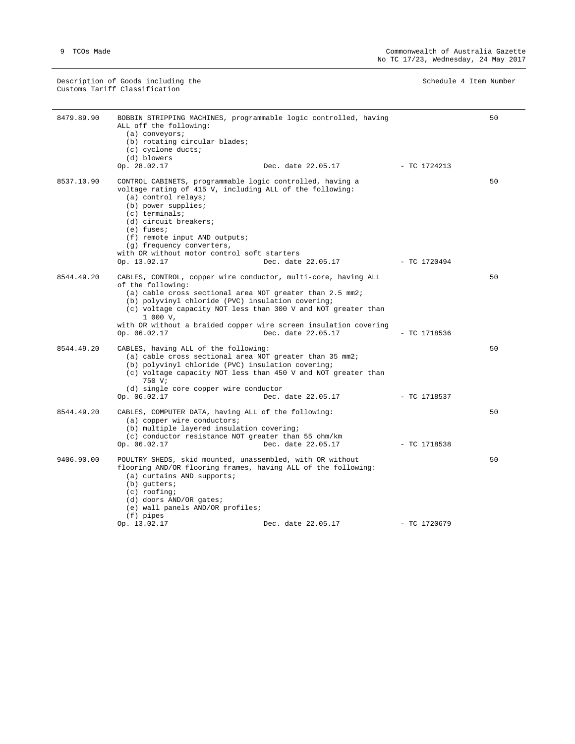Description of Goods including the Customs Tariff Classification — Schedule 4 Item Number

| Tariff | Description | Item |
|---|---|---|
| 8479.89.90 | BOBBIN STRIPPING MACHINES, programmable logic controlled, having ALL off the following:<br>(a) conveyors;<br>(b) rotating circular blades;<br>(c) cyclone ducts;<br>(d) blowers<br>Op. 28.02.17 Dec. date 22.05.17 - TC 1724213 | 50 |
| 8537.10.90 | CONTROL CABINETS, programmable logic controlled, having a voltage rating of 415 V, including ALL of the following:<br>(a) control relays;<br>(b) power supplies;<br>(c) terminals;<br>(d) circuit breakers;<br>(e) fuses;<br>(f) remote input AND outputs;<br>(g) frequency converters,<br>with OR without motor control soft starters<br>Op. 13.02.17 Dec. date 22.05.17 - TC 1720494 | 50 |
| 8544.49.20 | CABLES, CONTROL, copper wire conductor, multi-core, having ALL of the following:<br>(a) cable cross sectional area NOT greater than 2.5 mm2;<br>(b) polyvinyl chloride (PVC) insulation covering;<br>(c) voltage capacity NOT less than 300 V and NOT greater than 1 000 V,<br>with OR without a braided copper wire screen insulation covering<br>Op. 06.02.17 Dec. date 22.05.17 - TC 1718536 | 50 |
| 8544.49.20 | CABLES, having ALL of the following:<br>(a) cable cross sectional area NOT greater than 35 mm2;<br>(b) polyvinyl chloride (PVC) insulation covering;<br>(c) voltage capacity NOT less than 450 V and NOT greater than 750 V;<br>(d) single core copper wire conductor<br>Op. 06.02.17 Dec. date 22.05.17 - TC 1718537 | 50 |
| 8544.49.20 | CABLES, COMPUTER DATA, having ALL of the following:<br>(a) copper wire conductors;<br>(b) multiple layered insulation covering;<br>(c) conductor resistance NOT greater than 55 ohm/km<br>Op. 06.02.17 Dec. date 22.05.17 - TC 1718538 | 50 |
| 9406.90.00 | POULTRY SHEDS, skid mounted, unassembled, with OR without flooring AND/OR flooring frames, having ALL of the following:<br>(a) curtains AND supports;<br>(b) gutters;<br>(c) roofing;<br>(d) doors AND/OR gates;<br>(e) wall panels AND/OR profiles;<br>(f) pipes<br>Op. 13.02.17 Dec. date 22.05.17 - TC 1720679 | 50 |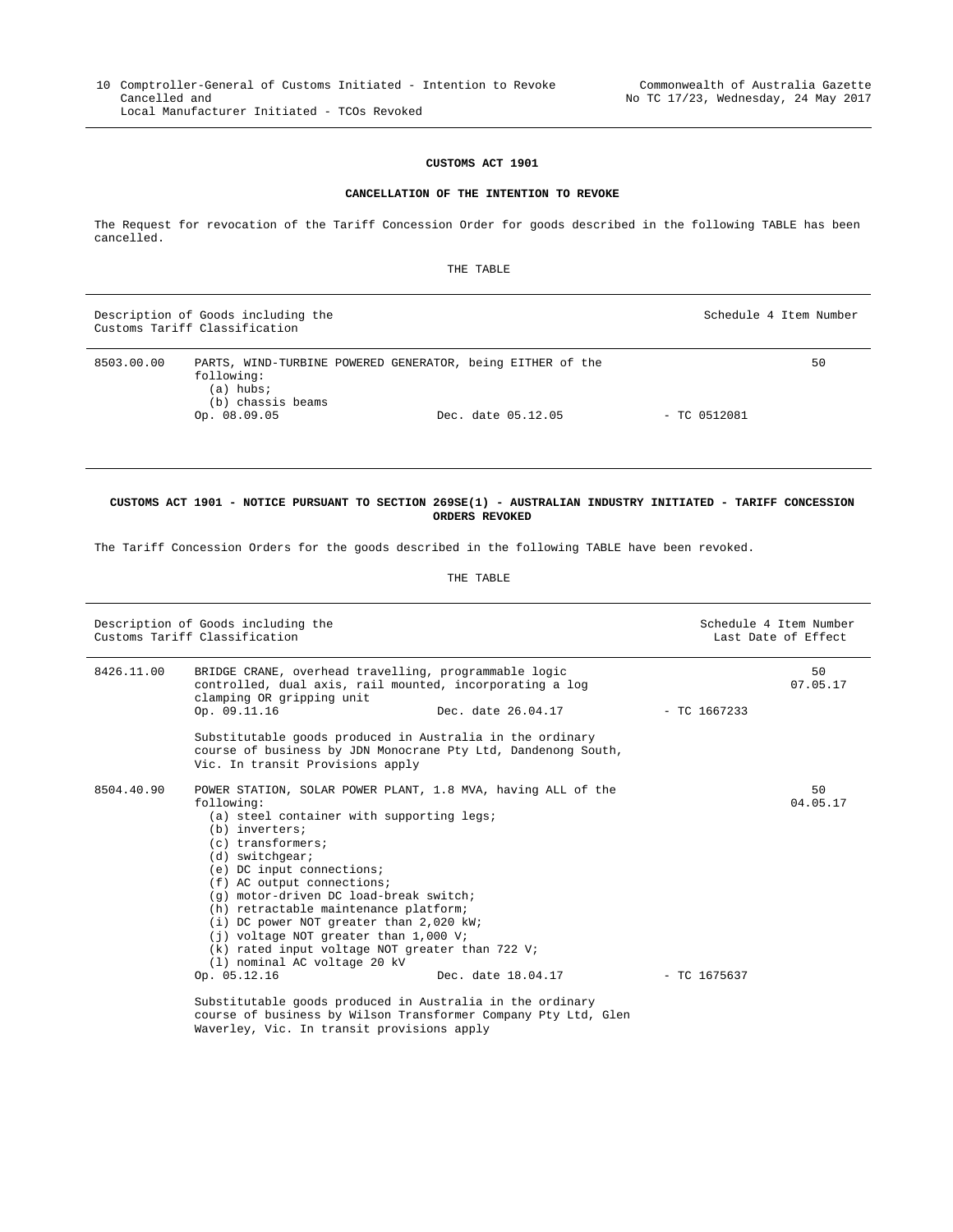**CUSTOMS ACT 1901**

**CANCELLATION OF THE INTENTION TO REVOKE**

The Request for revocation of the Tariff Concession Order for goods described in the following TABLE has been cancelled.

THE TABLE

| Description of Goods including the Customs Tariff Classification | | | | Schedule 4 Item Number |
|---|---|---|---|---|
| 8503.00.00 | PARTS, WIND-TURBINE POWERED GENERATOR, being EITHER of the following:<br>(a) hubs;<br>(b) chassis beams<br>Op. 08.09.05 | Dec. date 05.12.05 | - TC 0512081 | 50 |

**CUSTOMS ACT 1901 - NOTICE PURSUANT TO SECTION 269SE(1) - AUSTRALIAN INDUSTRY INITIATED - TARIFF CONCESSION ORDERS REVOKED**

The Tariff Concession Orders for the goods described in the following TABLE have been revoked.

THE TABLE

| Description of Goods including the Customs Tariff Classification | | | | Schedule 4 Item Number<br>Last Date of Effect |
|---|---|---|---|---|
| 8426.11.00 | BRIDGE CRANE, overhead travelling, programmable logic controlled, dual axis, rail mounted, incorporating a log clamping OR gripping unit<br>Op. 09.11.16 | Dec. date 26.04.17 | - TC 1667233 | 50<br>07.05.17 |
| | Substitutable goods produced in Australia in the ordinary course of business by JDN Monocrane Pty Ltd, Dandenong South, Vic. In transit Provisions apply | | | |
| 8504.40.90 | POWER STATION, SOLAR POWER PLANT, 1.8 MVA, having ALL of the following:<br>(a) steel container with supporting legs;<br>(b) inverters;<br>(c) transformers;<br>(d) switchgear;<br>(e) DC input connections;<br>(f) AC output connections;<br>(g) motor-driven DC load-break switch;<br>(h) retractable maintenance platform;<br>(i) DC power NOT greater than 2,020 kW;<br>(j) voltage NOT greater than 1,000 V;<br>(k) rated input voltage NOT greater than 722 V;<br>(l) nominal AC voltage 20 kV<br>Op. 05.12.16 | Dec. date 18.04.17 | - TC 1675637 | 50<br>04.05.17 |
| | Substitutable goods produced in Australia in the ordinary course of business by Wilson Transformer Company Pty Ltd, Glen Waverley, Vic. In transit provisions apply | | | |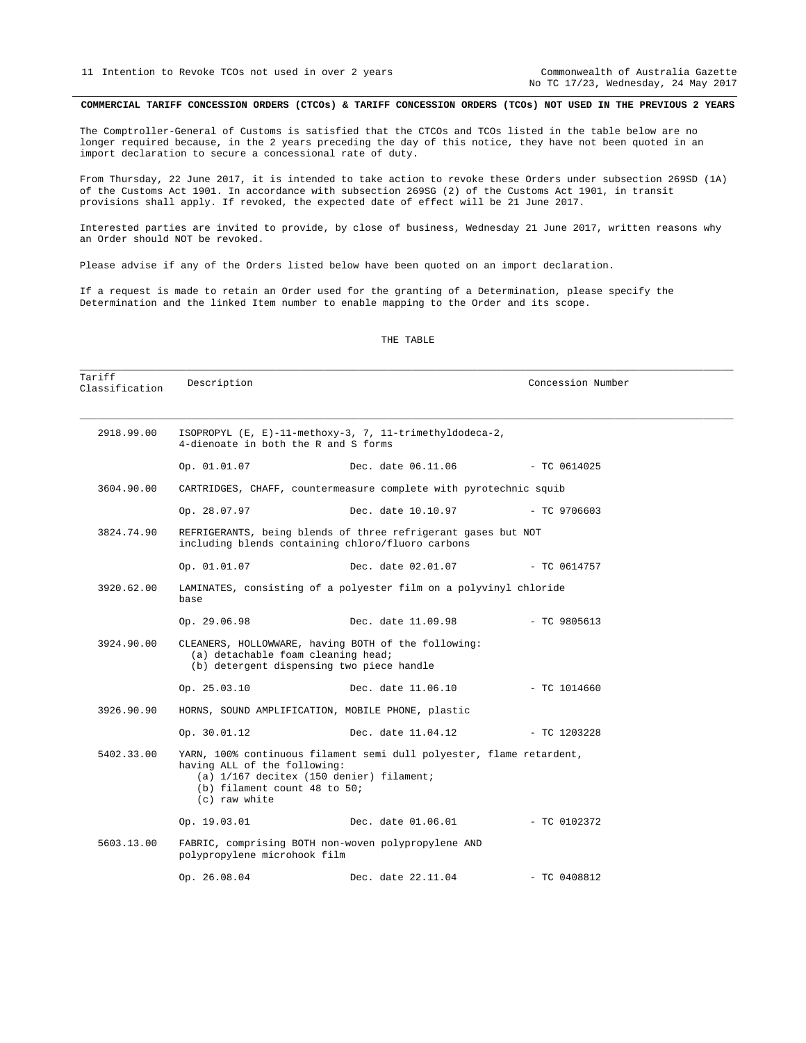**COMMERCIAL TARIFF CONCESSION ORDERS (CTCOs) & TARIFF CONCESSION ORDERS (TCOs) NOT USED IN THE PREVIOUS 2 YEARS**

The Comptroller-General of Customs is satisfied that the CTCOs and TCOs listed in the table below are no longer required because, in the 2 years preceding the day of this notice, they have not been quoted in an import declaration to secure a concessional rate of duty.

From Thursday, 22 June 2017, it is intended to take action to revoke these Orders under subsection 269SD (1A) of the Customs Act 1901. In accordance with subsection 269SG (2) of the Customs Act 1901, in transit provisions shall apply. If revoked, the expected date of effect will be 21 June 2017.

Interested parties are invited to provide, by close of business, Wednesday 21 June 2017, written reasons why an Order should NOT be revoked.

Please advise if any of the Orders listed below have been quoted on an import declaration.

If a request is made to retain an Order used for the granting of a Determination, please specify the Determination and the linked Item number to enable mapping to the Order and its scope.

THE TABLE

| Tariff Classification | Description | | Concession Number |
|---|---|---|---|
| 2918.99.00 | ISOPROPYL (E, E)-11-methoxy-3, 7, 11-trimethyldodeca-2, 4-dienoate in both the R and S forms | | |
| | Op. 01.01.07 | Dec. date 06.11.06 | - TC 0614025 |
| 3604.90.00 | CARTRIDGES, CHAFF, countermeasure complete with pyrotechnic squib | | |
| | Op. 28.07.97 | Dec. date 10.10.97 | - TC 9706603 |
| 3824.74.90 | REFRIGERANTS, being blends of three refrigerant gases but NOT including blends containing chloro/fluoro carbons | | |
| | Op. 01.01.07 | Dec. date 02.01.07 | - TC 0614757 |
| 3920.62.00 | LAMINATES, consisting of a polyester film on a polyvinyl chloride base | | |
| | Op. 29.06.98 | Dec. date 11.09.98 | - TC 9805613 |
| 3924.90.00 | CLEANERS, HOLLOWWARE, having BOTH of the following:<br>(a) detachable foam cleaning head;<br>(b) detergent dispensing two piece handle | | |
| | Op. 25.03.10 | Dec. date 11.06.10 | - TC 1014660 |
| 3926.90.90 | HORNS, SOUND AMPLIFICATION, MOBILE PHONE, plastic | | |
| | Op. 30.01.12 | Dec. date 11.04.12 | - TC 1203228 |
| 5402.33.00 | YARN, 100% continuous filament semi dull polyester, flame retardent, having ALL of the following:<br>(a) 1/167 decitex (150 denier) filament;<br>(b) filament count 48 to 50;<br>(c) raw white | | |
| | Op. 19.03.01 | Dec. date 01.06.01 | - TC 0102372 |
| 5603.13.00 | FABRIC, comprising BOTH non-woven polypropylene AND polypropylene microhook film | | |
| | Op. 26.08.04 | Dec. date 22.11.04 | - TC 0408812 |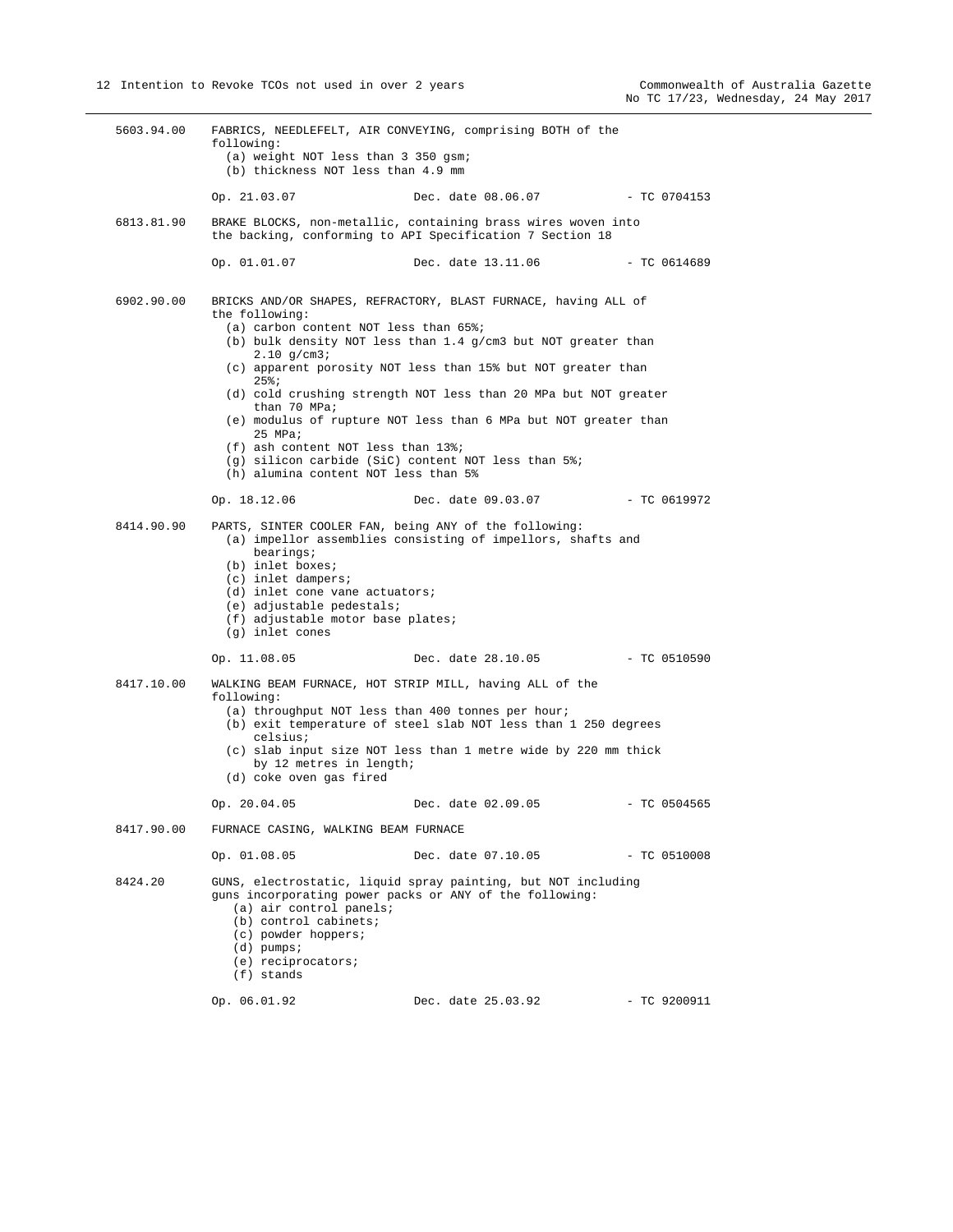5603.94.00 FABRICS, NEEDLEFELT, AIR CONVEYING, comprising BOTH of the following:
- (a) weight NOT less than 3 350 gsm;
- (b) thickness NOT less than 4.9 mm

Op. 21.03.07 Dec. date 08.06.07 - TC 0704153

6813.81.90 BRAKE BLOCKS, non-metallic, containing brass wires woven into the backing, conforming to API Specification 7 Section 18

Op. 01.01.07 Dec. date 13.11.06 - TC 0614689

6902.90.00 BRICKS AND/OR SHAPES, REFRACTORY, BLAST FURNACE, having ALL of the following:
- (a) carbon content NOT less than 65%;
- (b) bulk density NOT less than 1.4 g/cm3 but NOT greater than 2.10 g/cm3;
- (c) apparent porosity NOT less than 15% but NOT greater than 25%;
- (d) cold crushing strength NOT less than 20 MPa but NOT greater than 70 MPa;
- (e) modulus of rupture NOT less than 6 MPa but NOT greater than 25 MPa;
- (f) ash content NOT less than 13%;
- (g) silicon carbide (SiC) content NOT less than 5%;
- (h) alumina content NOT less than 5%

Op. 18.12.06 Dec. date 09.03.07 - TC 0619972

8414.90.90 PARTS, SINTER COOLER FAN, being ANY of the following:
- (a) impellor assemblies consisting of impellors, shafts and bearings;
- (b) inlet boxes;
- (c) inlet dampers;
- (d) inlet cone vane actuators;
- (e) adjustable pedestals;
- (f) adjustable motor base plates;
- (g) inlet cones

Op. 11.08.05 Dec. date 28.10.05 - TC 0510590

8417.10.00 WALKING BEAM FURNACE, HOT STRIP MILL, having ALL of the following:
- (a) throughput NOT less than 400 tonnes per hour;
- (b) exit temperature of steel slab NOT less than 1 250 degrees celsius;
- (c) slab input size NOT less than 1 metre wide by 220 mm thick by 12 metres in length;
- (d) coke oven gas fired

Op. 20.04.05 Dec. date 02.09.05 - TC 0504565

8417.90.00 FURNACE CASING, WALKING BEAM FURNACE

Op. 01.08.05 Dec. date 07.10.05 - TC 0510008

8424.20 GUNS, electrostatic, liquid spray painting, but NOT including guns incorporating power packs or ANY of the following:
- (a) air control panels;
- (b) control cabinets;
- (c) powder hoppers;
- (d) pumps;
- (e) reciprocators;
- (f) stands

Op. 06.01.92 Dec. date 25.03.92 - TC 9200911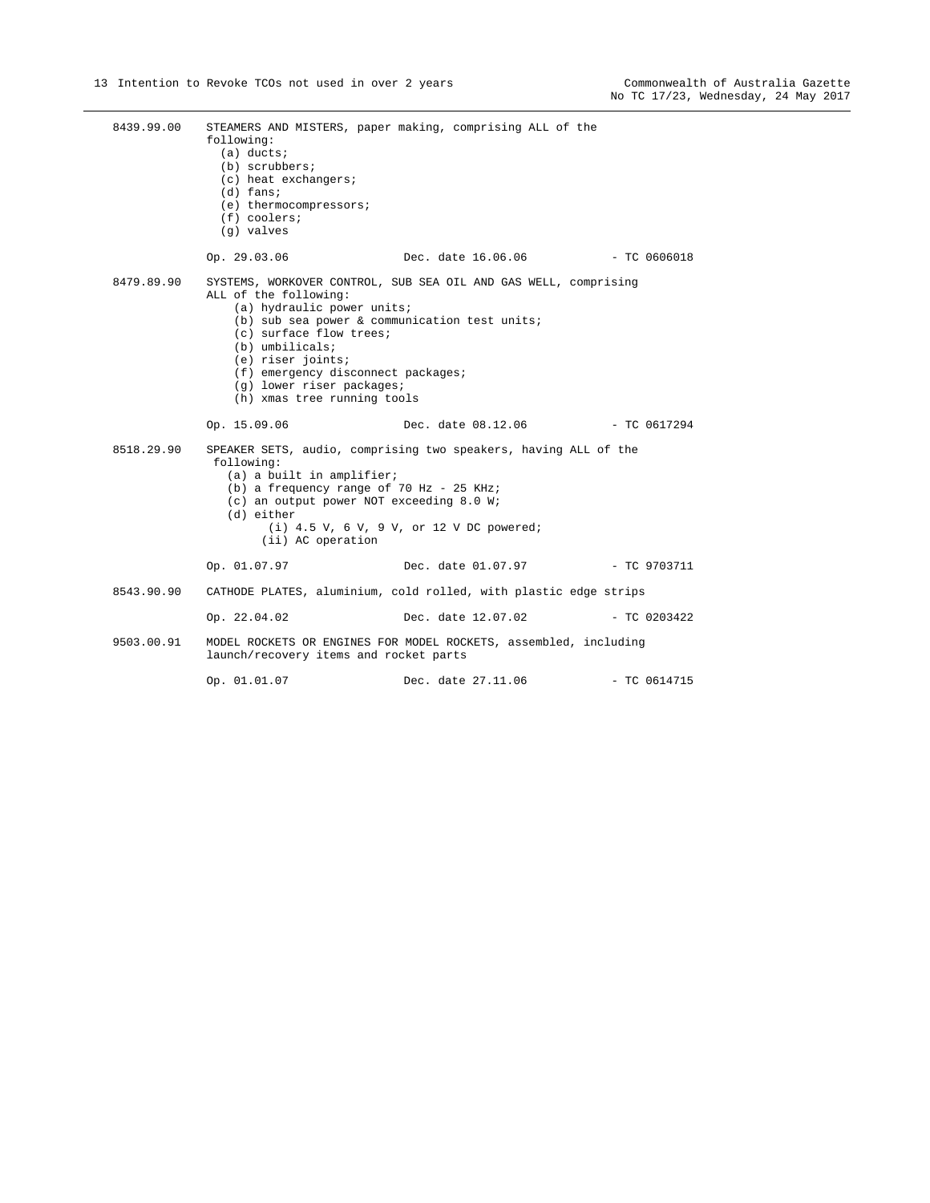8439.99.00 STEAMERS AND MISTERS, paper making, comprising ALL of the following:

(a) ducts;
(b) scrubbers;
(c) heat exchangers;
(d) fans;
(e) thermocompressors;
(f) coolers;
(g) valves

Op. 29.03.06 Dec. date 16.06.06 - TC 0606018

8479.89.90 SYSTEMS, WORKOVER CONTROL, SUB SEA OIL AND GAS WELL, comprising ALL of the following:

(a) hydraulic power units;
(b) sub sea power & communication test units;
(c) surface flow trees;
(b) umbilicals;
(e) riser joints;
(f) emergency disconnect packages;
(g) lower riser packages;
(h) xmas tree running tools

Op. 15.09.06 Dec. date 08.12.06 - TC 0617294

8518.29.90 SPEAKER SETS, audio, comprising two speakers, having ALL of the following:

(a) a built in amplifier;
(b) a frequency range of 70 Hz - 25 KHz;
(c) an output power NOT exceeding 8.0 W;
(d) either
  (i) 4.5 V, 6 V, 9 V, or 12 V DC powered;
  (ii) AC operation

Op. 01.07.97 Dec. date 01.07.97 - TC 9703711

8543.90.90 CATHODE PLATES, aluminium, cold rolled, with plastic edge strips

Op. 22.04.02 Dec. date 12.07.02 - TC 0203422

9503.00.91 MODEL ROCKETS OR ENGINES FOR MODEL ROCKETS, assembled, including launch/recovery items and rocket parts

Op. 01.01.07 Dec. date 27.11.06 - TC 0614715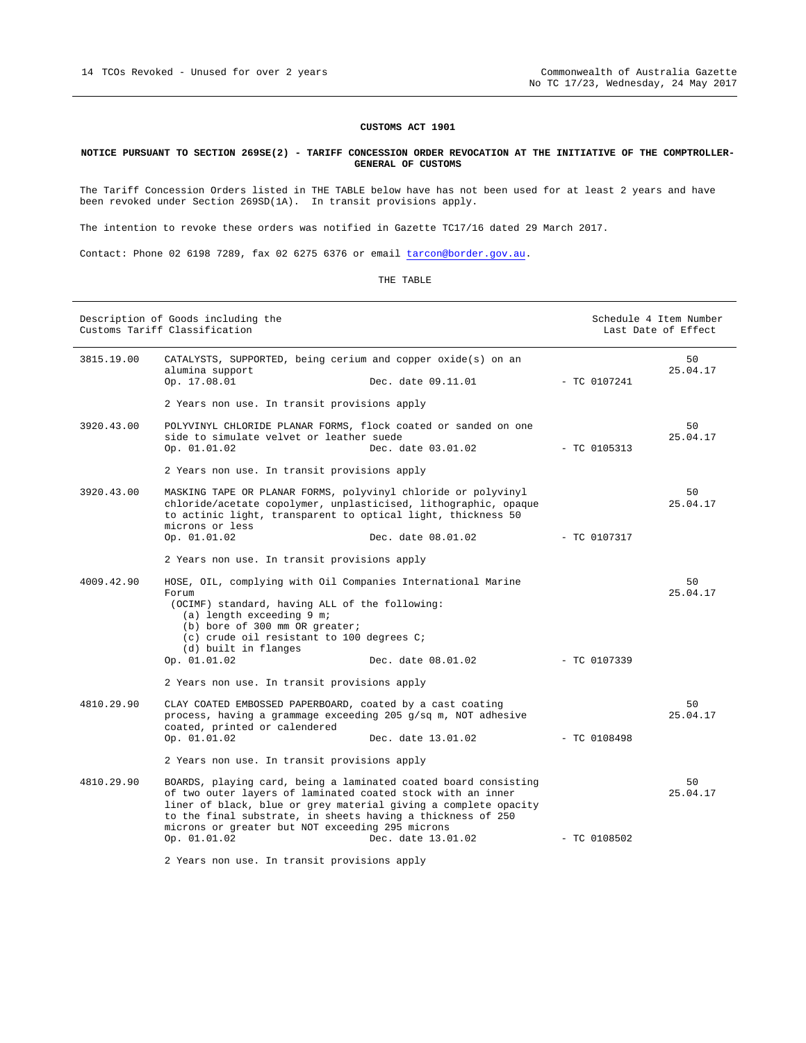**CUSTOMS ACT 1901**

**NOTICE PURSUANT TO SECTION 269SE(2) - TARIFF CONCESSION ORDER REVOCATION AT THE INITIATIVE OF THE COMPTROLLER-GENERAL OF CUSTOMS**

The Tariff Concession Orders listed in THE TABLE below have has not been used for at least 2 years and have been revoked under Section 269SD(1A). In transit provisions apply.

The intention to revoke these orders was notified in Gazette TC17/16 dated 29 March 2017.

Contact: Phone 02 6198 7289, fax 02 6275 6376 or email tarcon@border.gov.au.

THE TABLE

| Description of Goods including the Customs Tariff Classification | | | | Schedule 4 Item Number Last Date of Effect |
|---|---|---|---|---|
| 3815.19.00 | CATALYSTS, SUPPORTED, being cerium and copper oxide(s) on an alumina support<br>Op. 17.08.01 | Dec. date 09.11.01 | - TC 0107241 | 50<br>25.04.17 |
| | 2 Years non use. In transit provisions apply | | | |
| 3920.43.00 | POLYVINYL CHLORIDE PLANAR FORMS, flock coated or sanded on one side to simulate velvet or leather suede<br>Op. 01.01.02 | Dec. date 03.01.02 | - TC 0105313 | 50<br>25.04.17 |
| | 2 Years non use. In transit provisions apply | | | |
| 3920.43.00 | MASKING TAPE OR PLANAR FORMS, polyvinyl chloride or polyvinyl chloride/acetate copolymer, unplasticised, lithographic, opaque to actinic light, transparent to optical light, thickness 50 microns or less<br>Op. 01.01.02 | Dec. date 08.01.02 | - TC 0107317 | 50<br>25.04.17 |
| | 2 Years non use. In transit provisions apply | | | |
| 4009.42.90 | HOSE, OIL, complying with Oil Companies International Marine Forum (OCIMF) standard, having ALL of the following:<br>(a) length exceeding 9 m;<br>(b) bore of 300 mm OR greater;<br>(c) crude oil resistant to 100 degrees C;<br>(d) built in flanges<br>Op. 01.01.02 | Dec. date 08.01.02 | - TC 0107339 | 50<br>25.04.17 |
| | 2 Years non use. In transit provisions apply | | | |
| 4810.29.90 | CLAY COATED EMBOSSED PAPERBOARD, coated by a cast coating process, having a grammage exceeding 205 g/sq m, NOT adhesive coated, printed or calendered<br>Op. 01.01.02 | Dec. date 13.01.02 | - TC 0108498 | 50<br>25.04.17 |
| | 2 Years non use. In transit provisions apply | | | |
| 4810.29.90 | BOARDS, playing card, being a laminated coated board consisting of two outer layers of laminated coated stock with an inner liner of black, blue or grey material giving a complete opacity to the final substrate, in sheets having a thickness of 250 microns or greater but NOT exceeding 295 microns<br>Op. 01.01.02 | Dec. date 13.01.02 | - TC 0108502 | 50<br>25.04.17 |
| | 2 Years non use. In transit provisions apply | | | |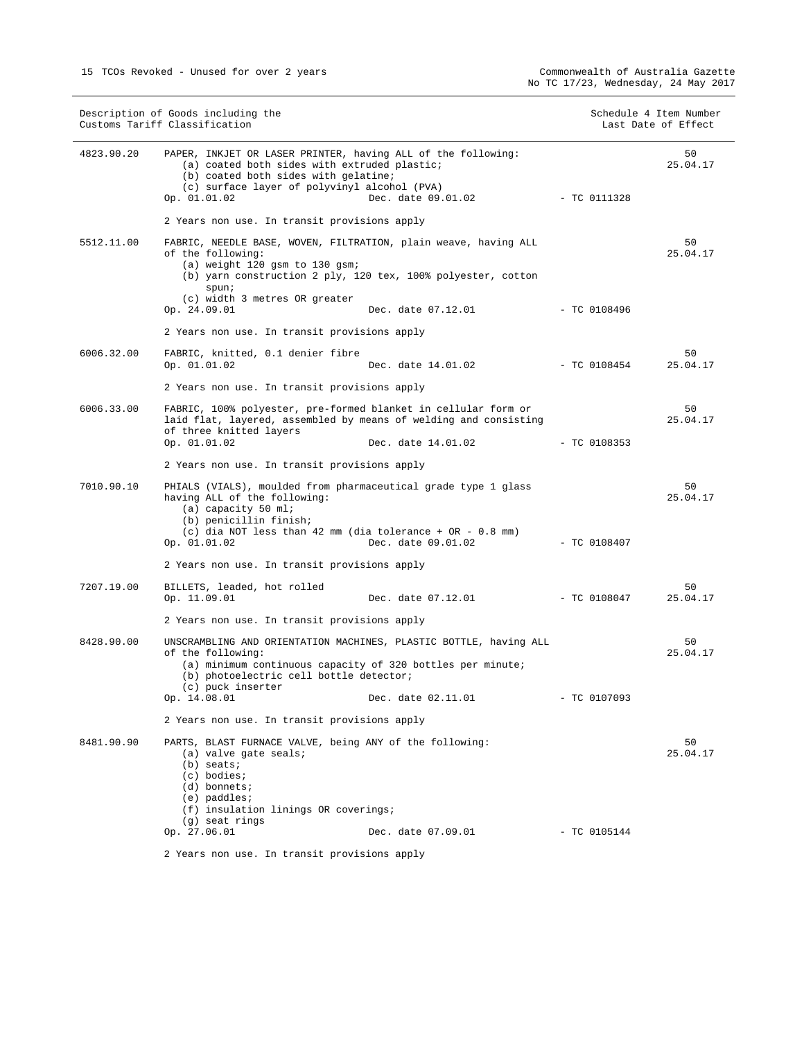15 TCOs Revoked - Unused for over 2 years

| Description of Goods including the Customs Tariff Classification | | | | Schedule 4 Item Number Last Date of Effect |
|---|---|---|---|---|
| 4823.90.20 | PAPER, INKJET OR LASER PRINTER, having ALL of the following:<br>(a) coated both sides with extruded plastic;<br>(b) coated both sides with gelatine;<br>(c) surface layer of polyvinyl alcohol (PVA)<br>Op. 01.01.02 | Dec. date 09.01.02 | - TC 0111328 | 50<br>25.04.17 |
| | 2 Years non use. In transit provisions apply | | | |
| 5512.11.00 | FABRIC, NEEDLE BASE, WOVEN, FILTRATION, plain weave, having ALL of the following:<br>(a) weight 120 gsm to 130 gsm;<br>(b) yarn construction 2 ply, 120 tex, 100% polyester, cotton spun;<br>(c) width 3 metres OR greater<br>Op. 24.09.01 | Dec. date 07.12.01 | - TC 0108496 | 50<br>25.04.17 |
| | 2 Years non use. In transit provisions apply | | | |
| 6006.32.00 | FABRIC, knitted, 0.1 denier fibre<br>Op. 01.01.02 | Dec. date 14.01.02 | - TC 0108454 | 50<br>25.04.17 |
| | 2 Years non use. In transit provisions apply | | | |
| 6006.33.00 | FABRIC, 100% polyester, pre-formed blanket in cellular form or laid flat, layered, assembled by means of welding and consisting of three knitted layers<br>Op. 01.01.02 | Dec. date 14.01.02 | - TC 0108353 | 50<br>25.04.17 |
| | 2 Years non use. In transit provisions apply | | | |
| 7010.90.10 | PHIALS (VIALS), moulded from pharmaceutical grade type 1 glass having ALL of the following:<br>(a) capacity 50 ml;<br>(b) penicillin finish;<br>(c) dia NOT less than 42 mm (dia tolerance + OR - 0.8 mm)<br>Op. 01.01.02 | Dec. date 09.01.02 | - TC 0108407 | 50<br>25.04.17 |
| | 2 Years non use. In transit provisions apply | | | |
| 7207.19.00 | BILLETS, leaded, hot rolled<br>Op. 11.09.01 | Dec. date 07.12.01 | - TC 0108047 | 50<br>25.04.17 |
| | 2 Years non use. In transit provisions apply | | | |
| 8428.90.00 | UNSCRAMBLING AND ORIENTATION MACHINES, PLASTIC BOTTLE, having ALL of the following:<br>(a) minimum continuous capacity of 320 bottles per minute;<br>(b) photoelectric cell bottle detector;<br>(c) puck inserter<br>Op. 14.08.01 | Dec. date 02.11.01 | - TC 0107093 | 50<br>25.04.17 |
| | 2 Years non use. In transit provisions apply | | | |
| 8481.90.90 | PARTS, BLAST FURNACE VALVE, being ANY of the following:<br>(a) valve gate seals;<br>(b) seats;<br>(c) bodies;<br>(d) bonnets;<br>(e) paddles;<br>(f) insulation linings OR coverings;<br>(g) seat rings<br>Op. 27.06.01 | Dec. date 07.09.01 | - TC 0105144 | 50<br>25.04.17 |
| | 2 Years non use. In transit provisions apply | | | |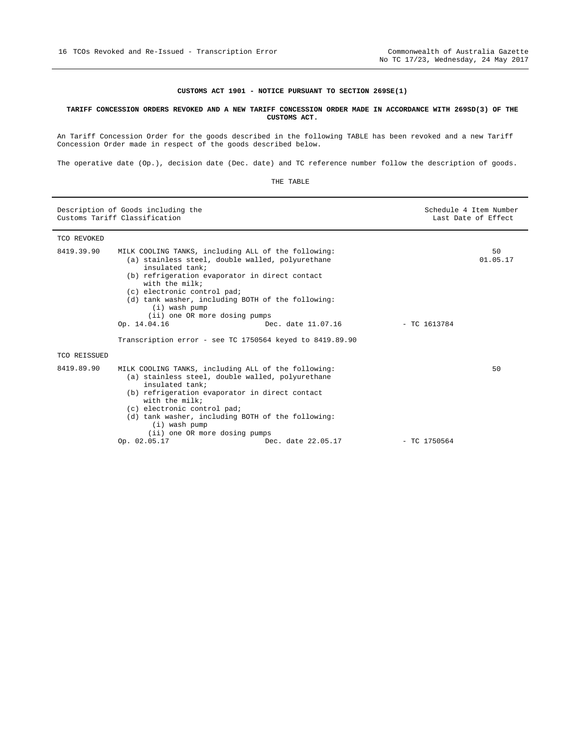**CUSTOMS ACT 1901 - NOTICE PURSUANT TO SECTION 269SE(1)**

**TARIFF CONCESSION ORDERS REVOKED AND A NEW TARIFF CONCESSION ORDER MADE IN ACCORDANCE WITH 269SD(3) OF THE CUSTOMS ACT.**

An Tariff Concession Order for the goods described in the following TABLE has been revoked and a new Tariff Concession Order made in respect of the goods described below.

The operative date (Op.), decision date (Dec. date) and TC reference number follow the description of goods.

THE TABLE

| Description of Goods including the Customs Tariff Classification | | Schedule 4 Item Number Last Date of Effect |
|---|---|---|
| TCO REVOKED | | |
| 8419.39.90 | MILK COOLING TANKS, including ALL of the following:<br>(a) stainless steel, double walled, polyurethane insulated tank;<br>(b) refrigeration evaporator in direct contact with the milk;<br>(c) electronic control pad;<br>(d) tank washer, including BOTH of the following:<br>(i) wash pump<br>(ii) one OR more dosing pumps<br>Op. 14.04.16 Dec. date 11.07.16 - TC 1613784<br><br>Transcription error - see TC 1750564 keyed to 8419.89.90 | 50<br>01.05.17 |
| TCO REISSUED | | |
| 8419.89.90 | MILK COOLING TANKS, including ALL of the following:<br>(a) stainless steel, double walled, polyurethane insulated tank;<br>(b) refrigeration evaporator in direct contact with the milk;<br>(c) electronic control pad;<br>(d) tank washer, including BOTH of the following:<br>(i) wash pump<br>(ii) one OR more dosing pumps<br>Op. 02.05.17 Dec. date 22.05.17 - TC 1750564 | 50 |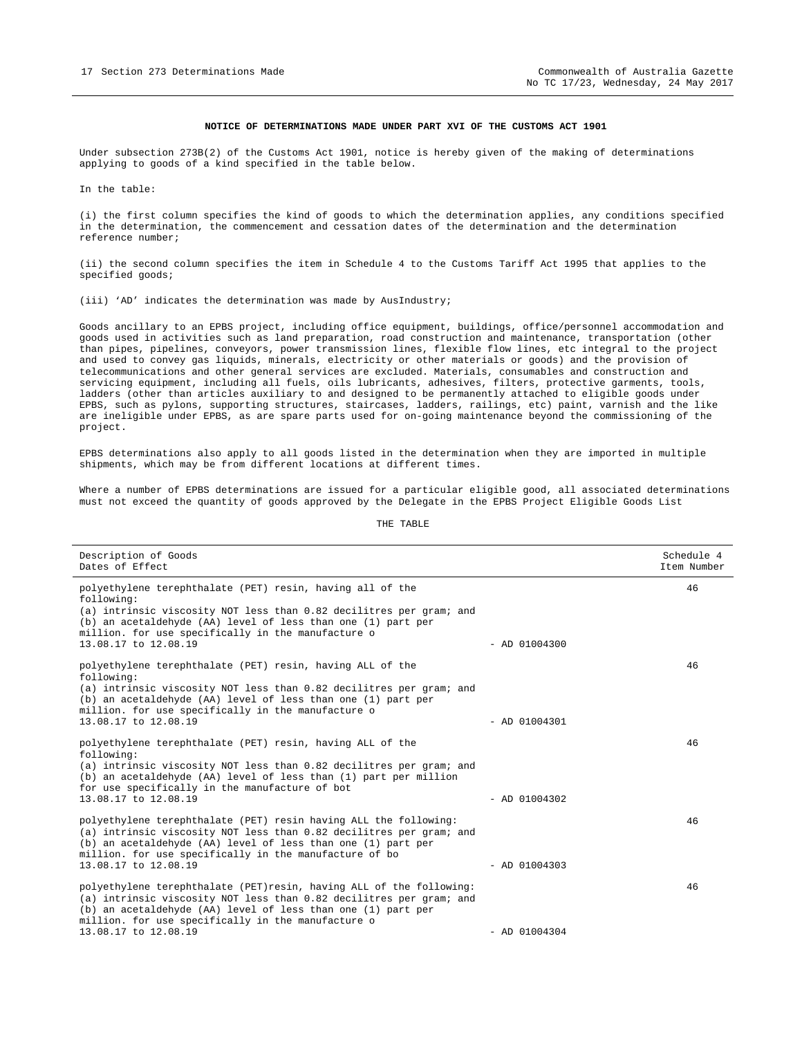## NOTICE OF DETERMINATIONS MADE UNDER PART XVI OF THE CUSTOMS ACT 1901

Under subsection 273B(2) of the Customs Act 1901, notice is hereby given of the making of determinations applying to goods of a kind specified in the table below.

In the table:

(i) the first column specifies the kind of goods to which the determination applies, any conditions specified in the determination, the commencement and cessation dates of the determination and the determination reference number;

(ii) the second column specifies the item in Schedule 4 to the Customs Tariff Act 1995 that applies to the specified goods;

(iii) 'AD' indicates the determination was made by AusIndustry;

Goods ancillary to an EPBS project, including office equipment, buildings, office/personnel accommodation and goods used in activities such as land preparation, road construction and maintenance, transportation (other than pipes, pipelines, conveyors, power transmission lines, flexible flow lines, etc integral to the project and used to convey gas liquids, minerals, electricity or other materials or goods) and the provision of telecommunications and other general services are excluded. Materials, consumables and construction and servicing equipment, including all fuels, oils lubricants, adhesives, filters, protective garments, tools, ladders (other than articles auxiliary to and designed to be permanently attached to eligible goods under EPBS, such as pylons, supporting structures, staircases, ladders, railings, etc) paint, varnish and the like are ineligible under EPBS, as are spare parts used for on-going maintenance beyond the commissioning of the project.

EPBS determinations also apply to all goods listed in the determination when they are imported in multiple shipments, which may be from different locations at different times.

Where a number of EPBS determinations are issued for a particular eligible good, all associated determinations must not exceed the quantity of goods approved by the Delegate in the EPBS Project Eligible Goods List

THE TABLE

| Description of Goods<br>Dates of Effect | | Schedule 4<br>Item Number |
|---|---|---|
| polyethylene terephthalate (PET) resin, having all of the following:<br>(a) intrinsic viscosity NOT less than 0.82 decilitres per gram; and<br>(b) an acetaldehyde (AA) level of less than one (1) part per million. for use specifically in the manufacture o<br>13.08.17 to 12.08.19 | - AD 01004300 | 46 |
| polyethylene terephthalate (PET) resin, having ALL of the following:<br>(a) intrinsic viscosity NOT less than 0.82 decilitres per gram; and<br>(b) an acetaldehyde (AA) level of less than one (1) part per million. for use specifically in the manufacture o<br>13.08.17 to 12.08.19 | - AD 01004301 | 46 |
| polyethylene terephthalate (PET) resin, having ALL of the following:<br>(a) intrinsic viscosity NOT less than 0.82 decilitres per gram; and<br>(b) an acetaldehyde (AA) level of less than (1) part per million for use specifically in the manufacture of bot<br>13.08.17 to 12.08.19 | - AD 01004302 | 46 |
| polyethylene terephthalate (PET) resin having ALL the following:<br>(a) intrinsic viscosity NOT less than 0.82 decilitres per gram; and<br>(b) an acetaldehyde (AA) level of less than one (1) part per million. for use specifically in the manufacture of bo<br>13.08.17 to 12.08.19 | - AD 01004303 | 46 |
| polyethylene terephthalate (PET)resin, having ALL of the following:<br>(a) intrinsic viscosity NOT less than 0.82 decilitres per gram; and<br>(b) an acetaldehyde (AA) level of less than one (1) part per million. for use specifically in the manufacture o<br>13.08.17 to 12.08.19 | - AD 01004304 | 46 |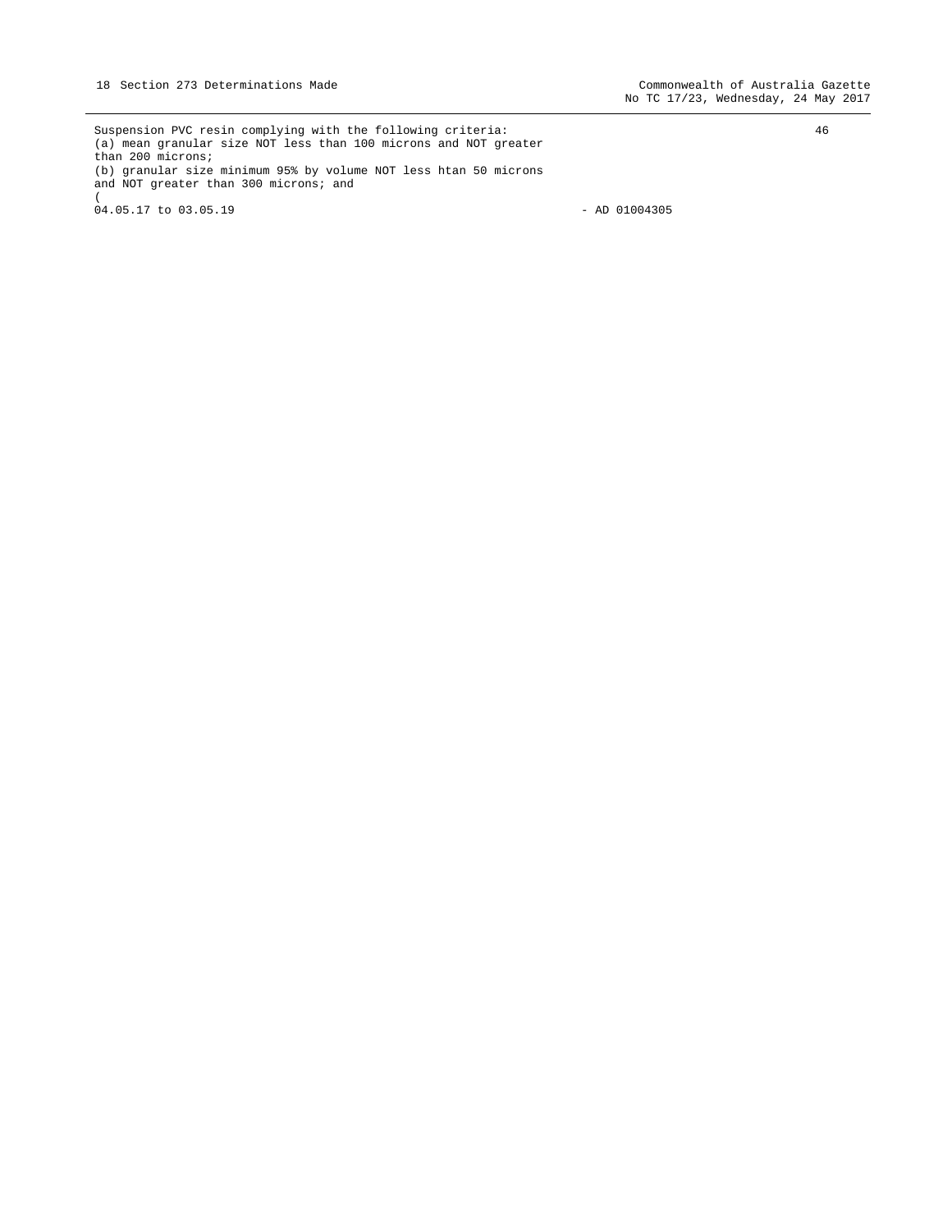Suspension PVC resin complying with the following criteria:
(a) mean granular size NOT less than 100 microns and NOT greater than 200 microns;
(b) granular size minimum 95% by volume NOT less htan 50 microns and NOT greater than 300 microns; and
(

| | | |
|---|---|---|
| | | 46 |
| 04.05.17 to 03.05.19 | - AD 01004305 | |